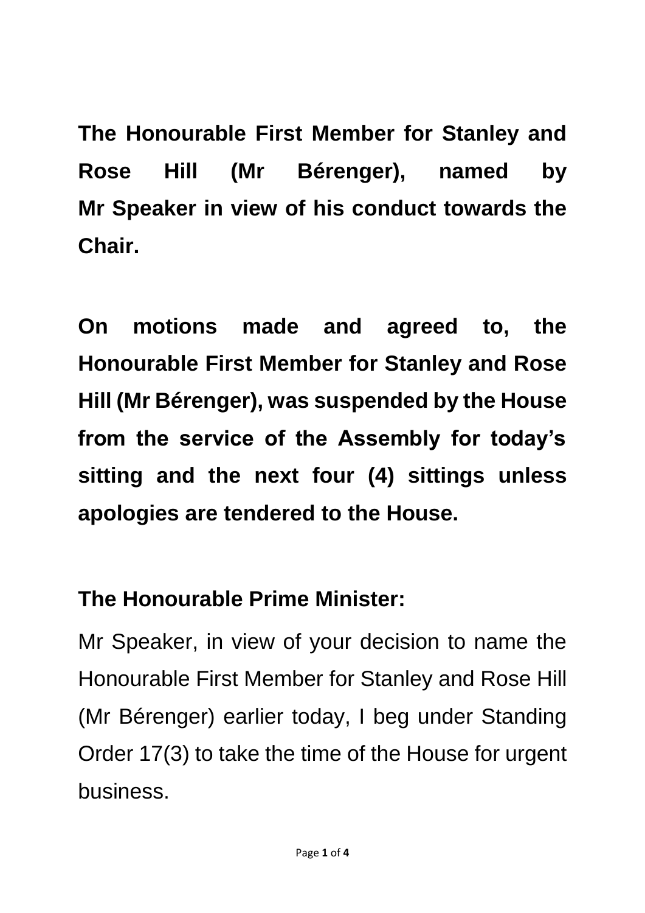**The Honourable First Member for Stanley and Rose Hill (Mr Bérenger), named by Mr Speaker in view of his conduct towards the Chair.**

**On motions made and agreed to, the Honourable First Member for Stanley and Rose Hill (Mr Bérenger), was suspended by the House from the service of the Assembly for today's sitting and the next four (4) sittings unless apologies are tendered to the House.**

**The Honourable Prime Minister:**

Mr Speaker, in view of your decision to name the Honourable First Member for Stanley and Rose Hill (Mr Bérenger) earlier today, I beg under Standing Order 17(3) to take the time of the House for urgent business.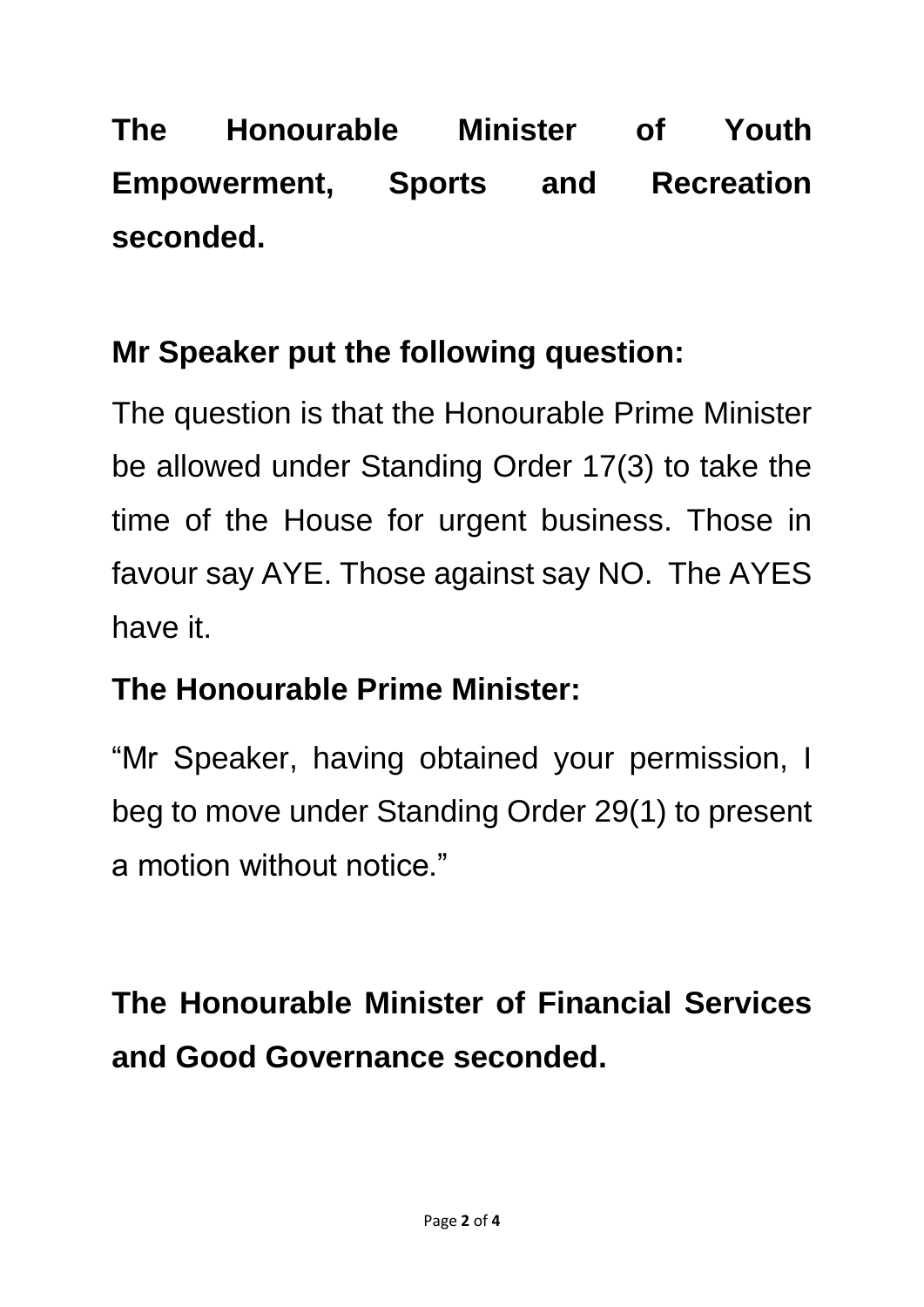**The Honourable Minister of Youth Empowerment, Sports and Recreation seconded.**

**Mr Speaker put the following question:**

The question is that the Honourable Prime Minister be allowed under Standing Order 17(3) to take the time of the House for urgent business. Those in favour say AYE. Those against say NO. The AYES have it.

**The Honourable Prime Minister:**

"Mr Speaker, having obtained your permission, I beg to move under Standing Order 29(1) to present a motion without notice."

**The Honourable Minister of Financial Services and Good Governance seconded.**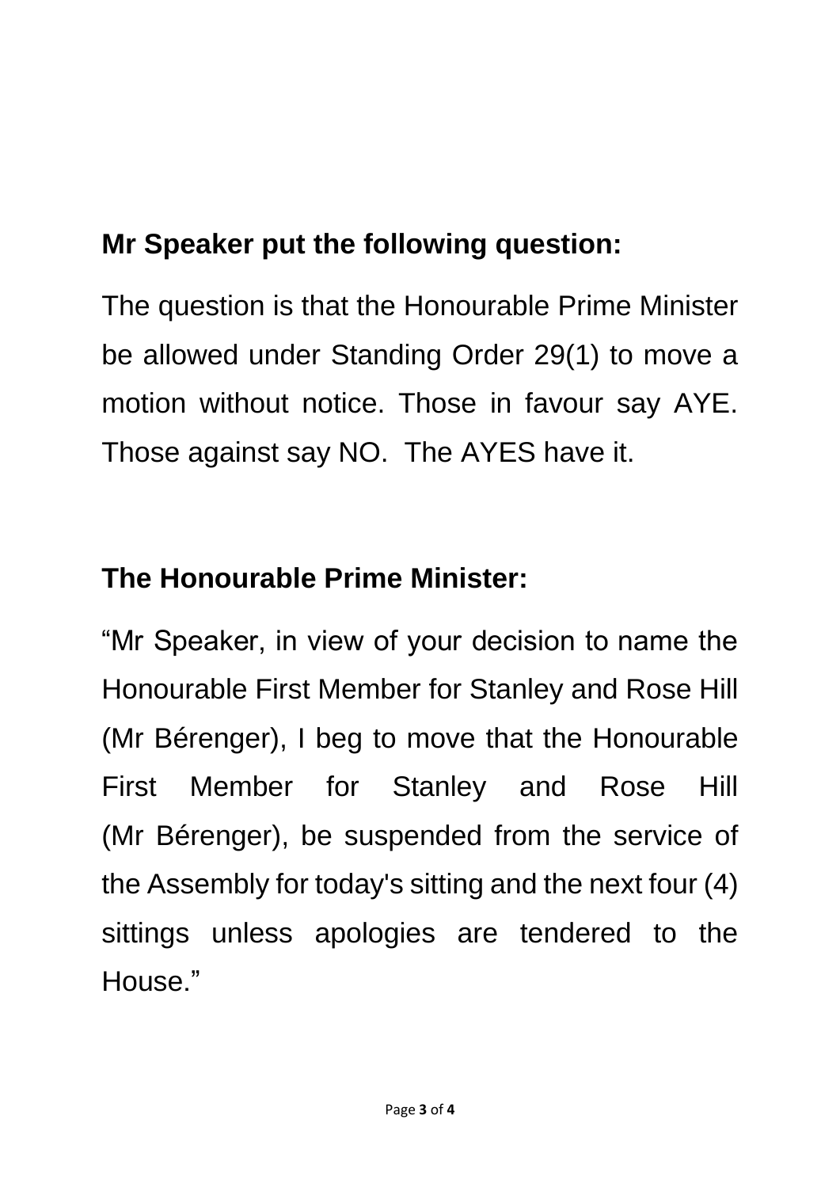**Mr Speaker put the following question:**

The question is that the Honourable Prime Minister be allowed under Standing Order 29(1) to move a motion without notice. Those in favour say AYE. Those against say NO. The AYES have it.

**The Honourable Prime Minister:**

"Mr Speaker, in view of your decision to name the Honourable First Member for Stanley and Rose Hill (Mr Bérenger), I beg to move that the Honourable First Member for Stanley and Rose Hill (Mr Bérenger), be suspended from the service of the Assembly for today's sitting and the next four (4) sittings unless apologies are tendered to the House."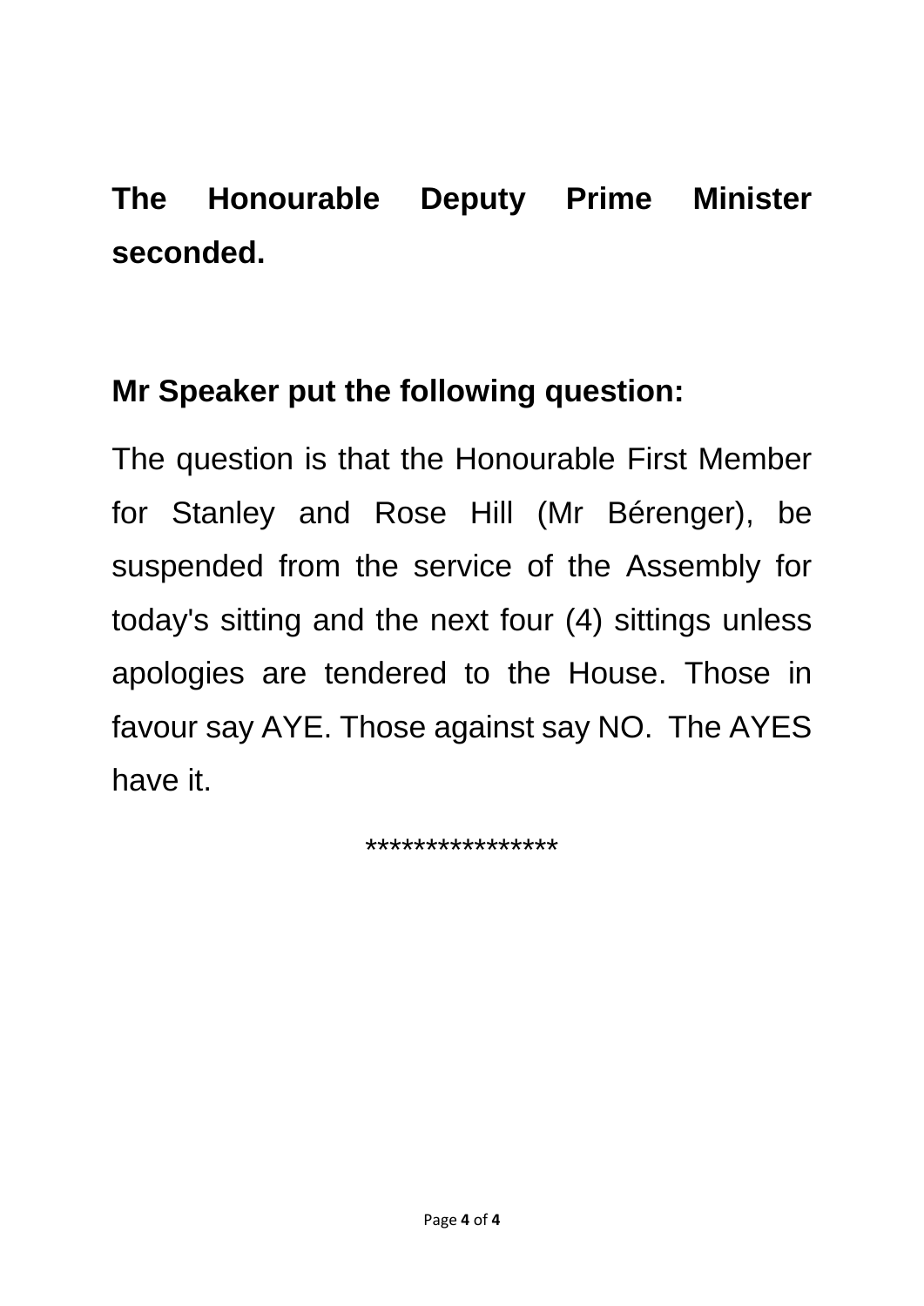**The Honourable Deputy Prime Minister seconded.**

**Mr Speaker put the following question:**

The question is that the Honourable First Member for Stanley and Rose Hill (Mr Bérenger), be suspended from the service of the Assembly for today's sitting and the next four (4) sittings unless apologies are tendered to the House. Those in favour say AYE. Those against say NO. The AYES have it.

****************